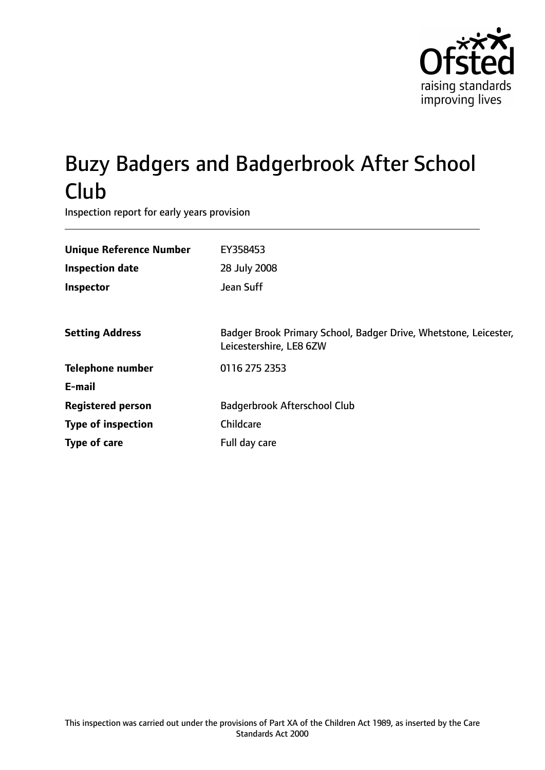# Buzy Badgers and Badgerbrook After School Club

Inspection report for early years provision

| | |
|---|---|
| **Unique Reference Number** | EY358453 |
| **Inspection date** | 28 July 2008 |
| **Inspector** | Jean Suff |
| **Setting Address** | Badger Brook Primary School, Badger Drive, Whetstone, Leicester, Leicestershire, LE8 6ZW |
| **Telephone number** | 0116 275 2353 |
| **E-mail** | |
| **Registered person** | Badgerbrook Afterschool Club |
| **Type of inspection** | Childcare |
| **Type of care** | Full day care |

This inspection was carried out under the provisions of Part XA of the Children Act 1989, as inserted by the Care Standards Act 2000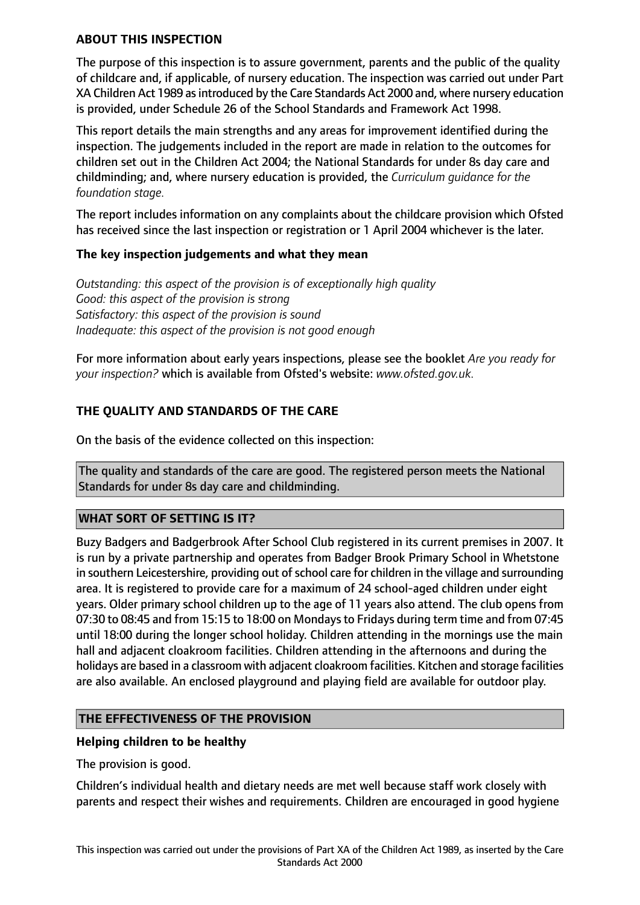## ABOUT THIS INSPECTION

The purpose of this inspection is to assure government, parents and the public of the quality of childcare and, if applicable, of nursery education. The inspection was carried out under Part XA Children Act 1989 as introduced by the Care Standards Act 2000 and, where nursery education is provided, under Schedule 26 of the School Standards and Framework Act 1998.

This report details the main strengths and any areas for improvement identified during the inspection. The judgements included in the report are made in relation to the outcomes for children set out in the Children Act 2004; the National Standards for under 8s day care and childminding; and, where nursery education is provided, the *Curriculum guidance for the foundation stage.*

The report includes information on any complaints about the childcare provision which Ofsted has received since the last inspection or registration or 1 April 2004 whichever is the later.

### The key inspection judgements and what they mean

*Outstanding: this aspect of the provision is of exceptionally high quality*
*Good: this aspect of the provision is strong*
*Satisfactory: this aspect of the provision is sound*
*Inadequate: this aspect of the provision is not good enough*

For more information about early years inspections, please see the booklet *Are you ready for your inspection?* which is available from Ofsted's website: *www.ofsted.gov.uk.*

## THE QUALITY AND STANDARDS OF THE CARE

On the basis of the evidence collected on this inspection:

The quality and standards of the care are good. The registered person meets the National Standards for under 8s day care and childminding.

## WHAT SORT OF SETTING IS IT?

Buzy Badgers and Badgerbrook After School Club registered in its current premises in 2007. It is run by a private partnership and operates from Badger Brook Primary School in Whetstone in southern Leicestershire, providing out of school care for children in the village and surrounding area. It is registered to provide care for a maximum of 24 school-aged children under eight years. Older primary school children up to the age of 11 years also attend. The club opens from 07:30 to 08:45 and from 15:15 to 18:00 on Mondays to Fridays during term time and from 07:45 until 18:00 during the longer school holiday. Children attending in the mornings use the main hall and adjacent cloakroom facilities. Children attending in the afternoons and during the holidays are based in a classroom with adjacent cloakroom facilities. Kitchen and storage facilities are also available. An enclosed playground and playing field are available for outdoor play.

## THE EFFECTIVENESS OF THE PROVISION

### Helping children to be healthy

The provision is good.

Children's individual health and dietary needs are met well because staff work closely with parents and respect their wishes and requirements. Children are encouraged in good hygiene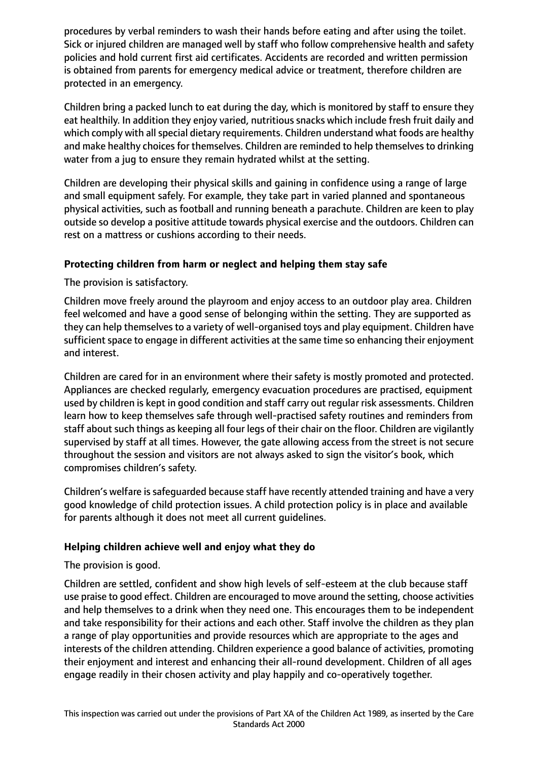procedures by verbal reminders to wash their hands before eating and after using the toilet. Sick or injured children are managed well by staff who follow comprehensive health and safety policies and hold current first aid certificates. Accidents are recorded and written permission is obtained from parents for emergency medical advice or treatment, therefore children are protected in an emergency.

Children bring a packed lunch to eat during the day, which is monitored by staff to ensure they eat healthily. In addition they enjoy varied, nutritious snacks which include fresh fruit daily and which comply with all special dietary requirements. Children understand what foods are healthy and make healthy choices for themselves. Children are reminded to help themselves to drinking water from a jug to ensure they remain hydrated whilst at the setting.

Children are developing their physical skills and gaining in confidence using a range of large and small equipment safely. For example, they take part in varied planned and spontaneous physical activities, such as football and running beneath a parachute. Children are keen to play outside so develop a positive attitude towards physical exercise and the outdoors. Children can rest on a mattress or cushions according to their needs.

**Protecting children from harm or neglect and helping them stay safe**

The provision is satisfactory.

Children move freely around the playroom and enjoy access to an outdoor play area. Children feel welcomed and have a good sense of belonging within the setting. They are supported as they can help themselves to a variety of well-organised toys and play equipment. Children have sufficient space to engage in different activities at the same time so enhancing their enjoyment and interest.

Children are cared for in an environment where their safety is mostly promoted and protected. Appliances are checked regularly, emergency evacuation procedures are practised, equipment used by children is kept in good condition and staff carry out regular risk assessments. Children learn how to keep themselves safe through well-practised safety routines and reminders from staff about such things as keeping all four legs of their chair on the floor. Children are vigilantly supervised by staff at all times. However, the gate allowing access from the street is not secure throughout the session and visitors are not always asked to sign the visitor's book, which compromises children's safety.

Children's welfare is safeguarded because staff have recently attended training and have a very good knowledge of child protection issues. A child protection policy is in place and available for parents although it does not meet all current guidelines.

**Helping children achieve well and enjoy what they do**

The provision is good.

Children are settled, confident and show high levels of self-esteem at the club because staff use praise to good effect. Children are encouraged to move around the setting, choose activities and help themselves to a drink when they need one. This encourages them to be independent and take responsibility for their actions and each other. Staff involve the children as they plan a range of play opportunities and provide resources which are appropriate to the ages and interests of the children attending. Children experience a good balance of activities, promoting their enjoyment and interest and enhancing their all-round development. Children of all ages engage readily in their chosen activity and play happily and co-operatively together.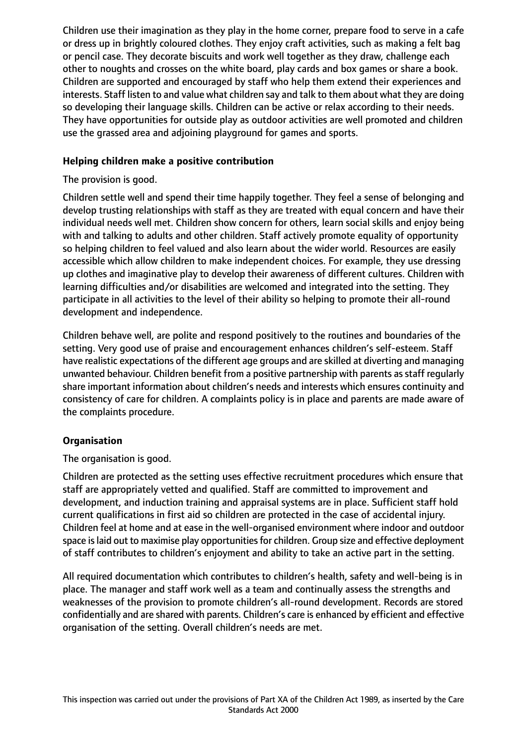Children use their imagination as they play in the home corner, prepare food to serve in a cafe or dress up in brightly coloured clothes. They enjoy craft activities, such as making a felt bag or pencil case. They decorate biscuits and work well together as they draw, challenge each other to noughts and crosses on the white board, play cards and box games or share a book. Children are supported and encouraged by staff who help them extend their experiences and interests. Staff listen to and value what children say and talk to them about what they are doing so developing their language skills. Children can be active or relax according to their needs. They have opportunities for outside play as outdoor activities are well promoted and children use the grassed area and adjoining playground for games and sports.

**Helping children make a positive contribution**

The provision is good.

Children settle well and spend their time happily together. They feel a sense of belonging and develop trusting relationships with staff as they are treated with equal concern and have their individual needs well met. Children show concern for others, learn social skills and enjoy being with and talking to adults and other children. Staff actively promote equality of opportunity so helping children to feel valued and also learn about the wider world. Resources are easily accessible which allow children to make independent choices. For example, they use dressing up clothes and imaginative play to develop their awareness of different cultures. Children with learning difficulties and/or disabilities are welcomed and integrated into the setting. They participate in all activities to the level of their ability so helping to promote their all-round development and independence.

Children behave well, are polite and respond positively to the routines and boundaries of the setting. Very good use of praise and encouragement enhances children's self-esteem. Staff have realistic expectations of the different age groups and are skilled at diverting and managing unwanted behaviour. Children benefit from a positive partnership with parents as staff regularly share important information about children's needs and interests which ensures continuity and consistency of care for children. A complaints policy is in place and parents are made aware of the complaints procedure.

**Organisation**

The organisation is good.

Children are protected as the setting uses effective recruitment procedures which ensure that staff are appropriately vetted and qualified. Staff are committed to improvement and development, and induction training and appraisal systems are in place. Sufficient staff hold current qualifications in first aid so children are protected in the case of accidental injury. Children feel at home and at ease in the well-organised environment where indoor and outdoor space is laid out to maximise play opportunities for children. Group size and effective deployment of staff contributes to children's enjoyment and ability to take an active part in the setting.

All required documentation which contributes to children's health, safety and well-being is in place. The manager and staff work well as a team and continually assess the strengths and weaknesses of the provision to promote children's all-round development. Records are stored confidentially and are shared with parents. Children's care is enhanced by efficient and effective organisation of the setting. Overall children's needs are met.

This inspection was carried out under the provisions of Part XA of the Children Act 1989, as inserted by the Care Standards Act 2000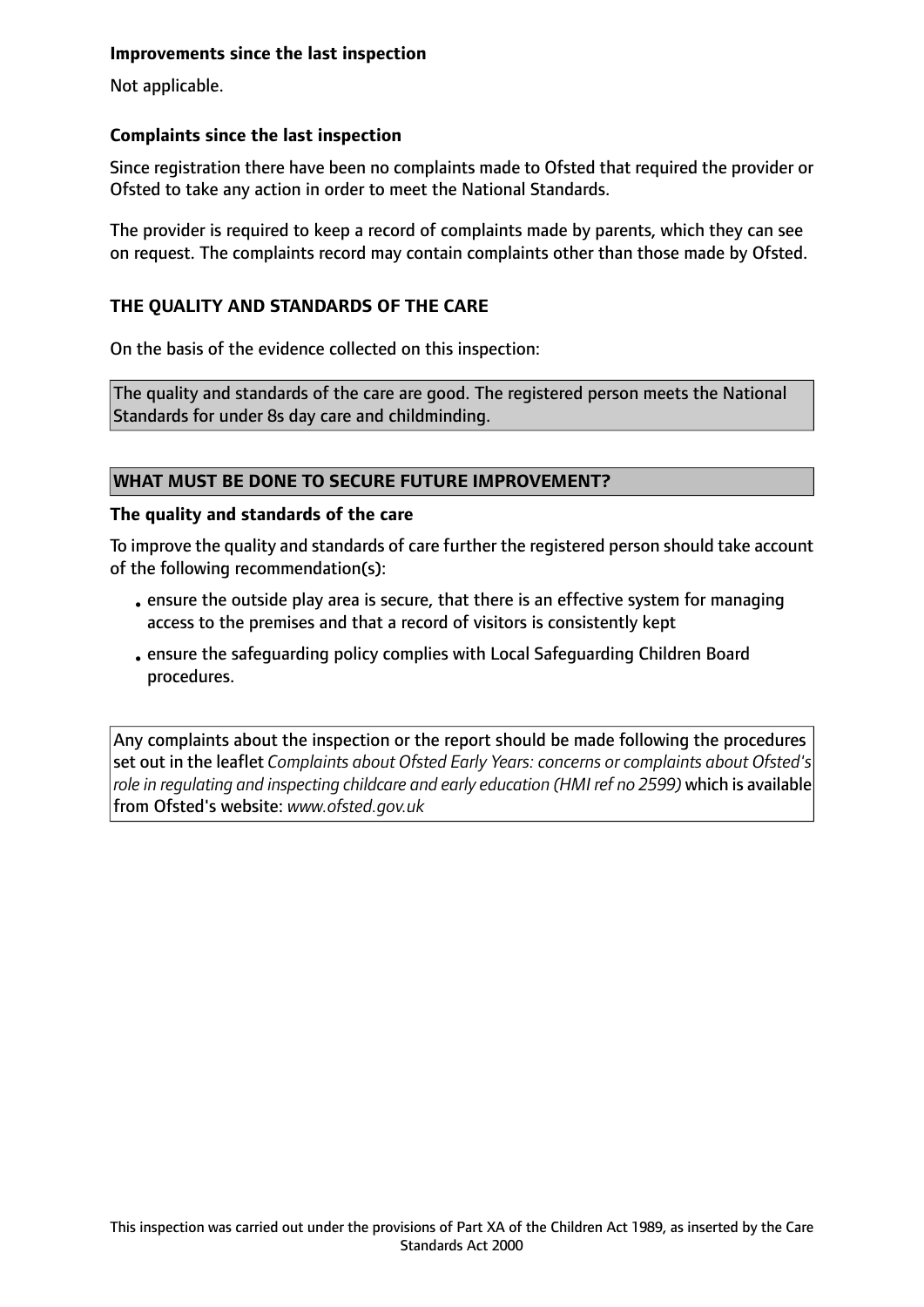**Improvements since the last inspection**

Not applicable.

**Complaints since the last inspection**

Since registration there have been no complaints made to Ofsted that required the provider or Ofsted to take any action in order to meet the National Standards.

The provider is required to keep a record of complaints made by parents, which they can see on request. The complaints record may contain complaints other than those made by Ofsted.

## THE QUALITY AND STANDARDS OF THE CARE

On the basis of the evidence collected on this inspection:

The quality and standards of the care are good. The registered person meets the National Standards for under 8s day care and childminding.

## WHAT MUST BE DONE TO SECURE FUTURE IMPROVEMENT?

**The quality and standards of the care**

To improve the quality and standards of care further the registered person should take account of the following recommendation(s):

- ensure the outside play area is secure, that there is an effective system for managing access to the premises and that a record of visitors is consistently kept
- ensure the safeguarding policy complies with Local Safeguarding Children Board procedures.

Any complaints about the inspection or the report should be made following the procedures set out in the leaflet *Complaints about Ofsted Early Years: concerns or complaints about Ofsted's role in regulating and inspecting childcare and early education (HMI ref no 2599)* which is available from Ofsted's website: *www.ofsted.gov.uk*

This inspection was carried out under the provisions of Part XA of the Children Act 1989, as inserted by the Care Standards Act 2000